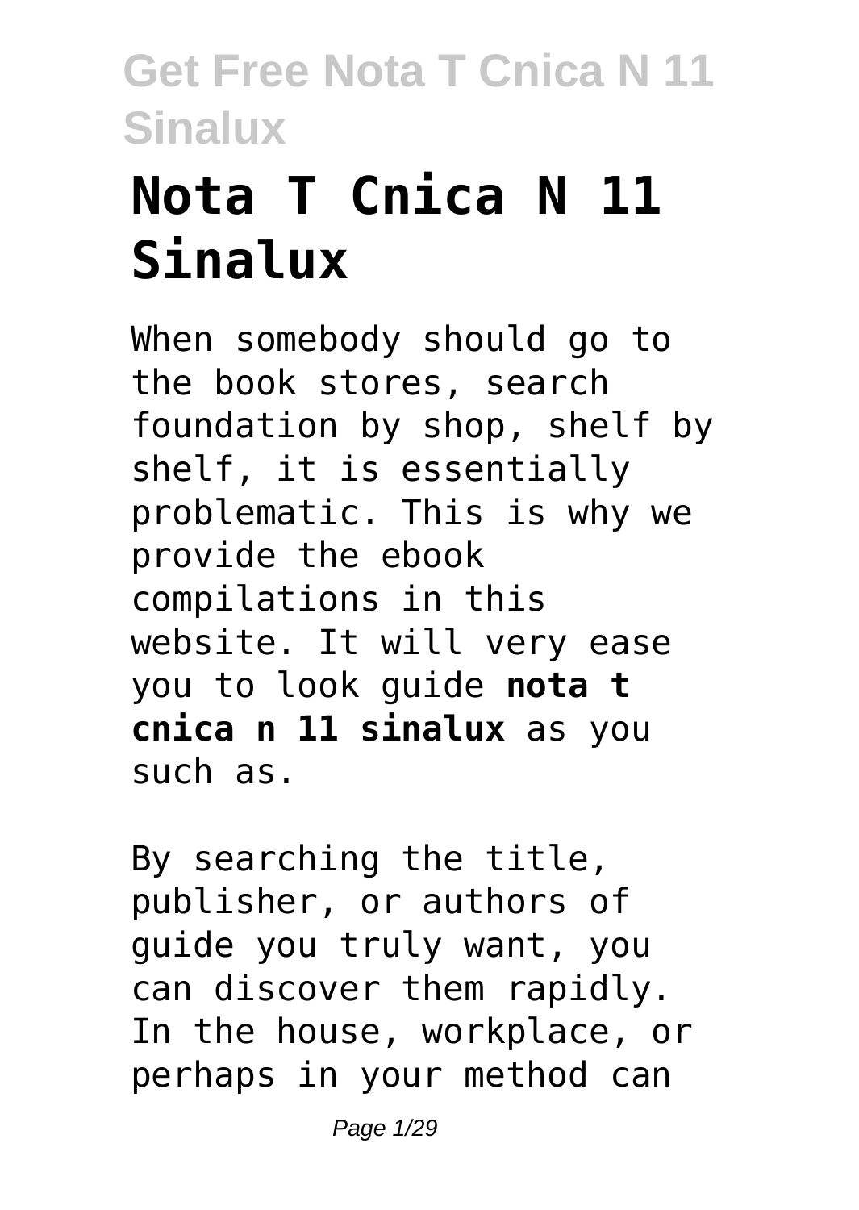# Nota T Cnica N 11 Sinalux

When somebody should go to the book stores, search foundation by shop, shelf by shelf, it is essentially problematic. This is why we provide the ebook compilations in this website. It will very ease you to look guide **nota t cnica n 11 sinalux** as you such as.

By searching the title, publisher, or authors of guide you truly want, you can discover them rapidly. In the house, workplace, or perhaps in your method can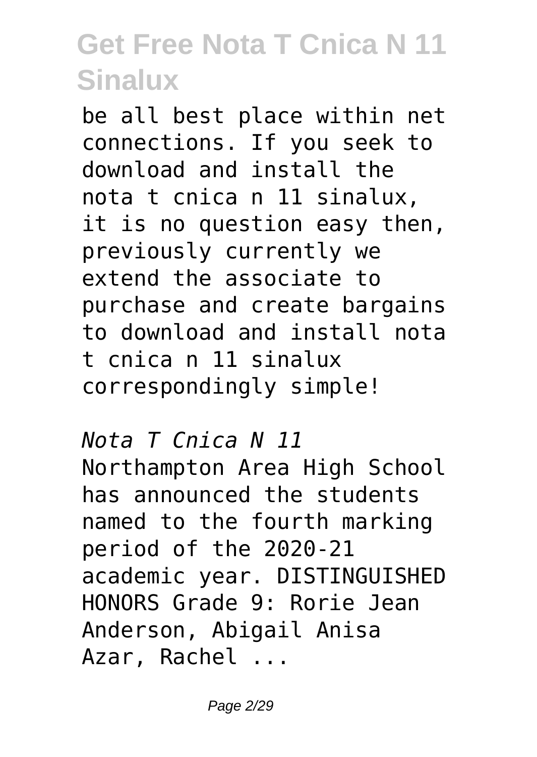be all best place within net connections. If you seek to download and install the nota t cnica n 11 sinalux, it is no question easy then, previously currently we extend the associate to purchase and create bargains to download and install nota t cnica n 11 sinalux correspondingly simple!

*Nota T Cnica N 11*

Northampton Area High School has announced the students named to the fourth marking period of the 2020-21 academic year. DISTINGUISHED HONORS Grade 9: Rorie Jean Anderson, Abigail Anisa Azar, Rachel ...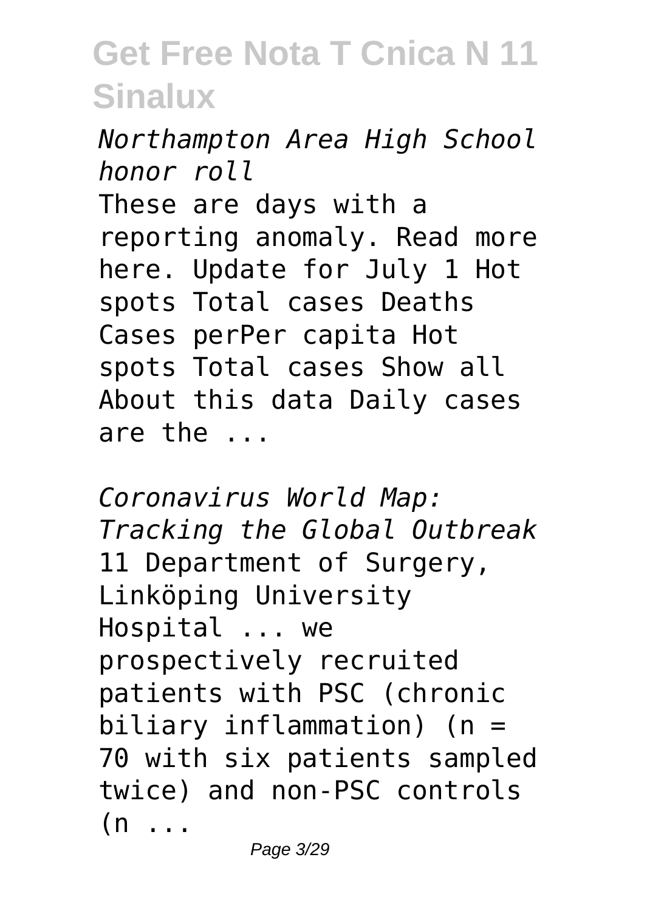## Get Free Nota T Cnica N 11 Sinalux

*Northampton Area High School honor roll*

These are days with a reporting anomaly. Read more here. Update for July 1 Hot spots Total cases Deaths Cases perPer capita Hot spots Total cases Show all About this data Daily cases are the ...

*Coronavirus World Map: Tracking the Global Outbreak*

11 Department of Surgery, Linköping University Hospital ... we prospectively recruited patients with PSC (chronic biliary inflammation) (n = 70 with six patients sampled twice) and non-PSC controls (n ...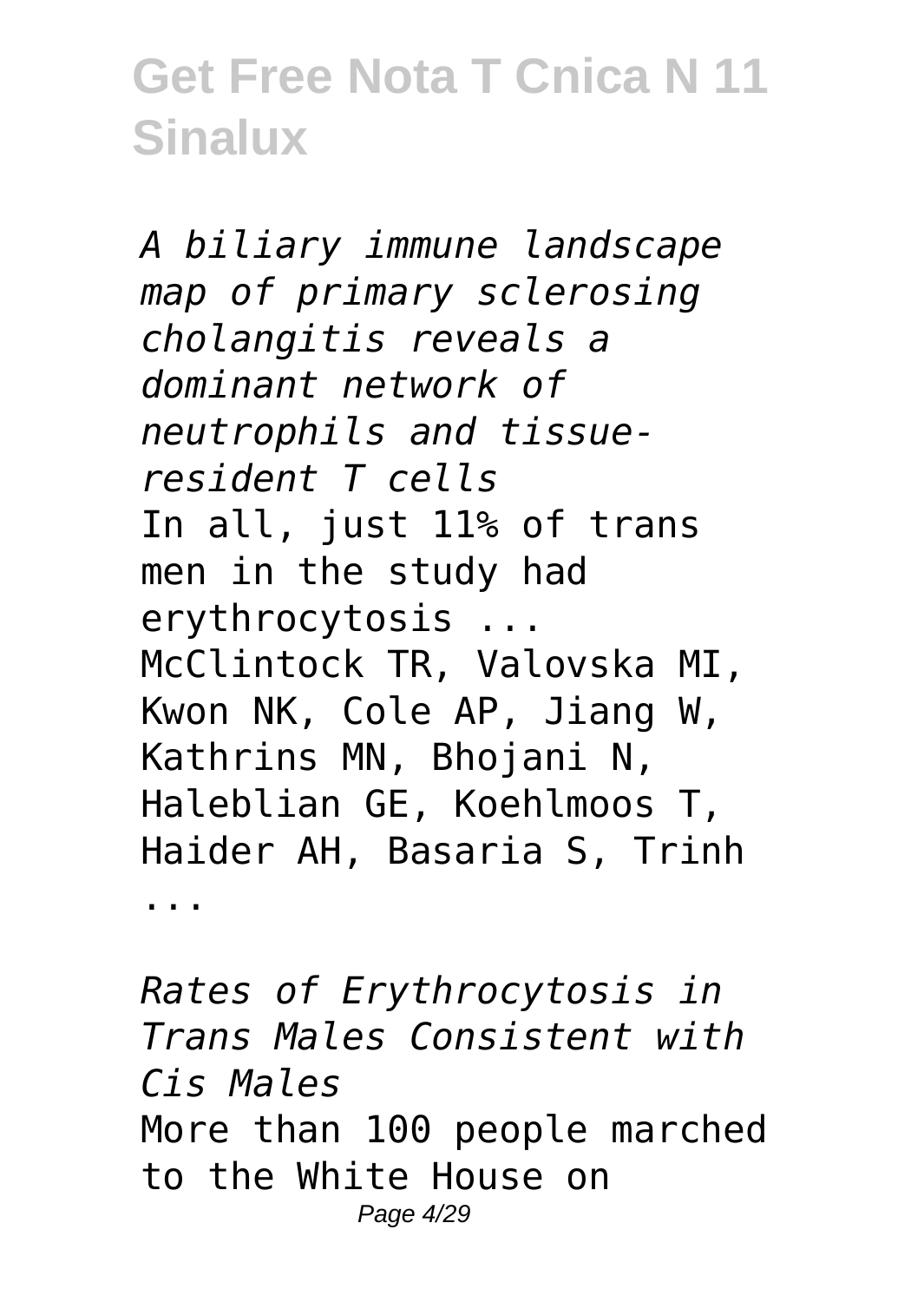## Get Free Nota T Cnica N 11 Sinalux

*A biliary immune landscape map of primary sclerosing cholangitis reveals a dominant network of neutrophils and tissue-resident T cells*

In all, just 11% of trans men in the study had erythrocytosis ... McClintock TR, Valovska MI, Kwon NK, Cole AP, Jiang W, Kathrins MN, Bhojani N, Haleblian GE, Koehlmoos T, Haider AH, Basaria S, Trinh ...

*Rates of Erythrocytosis in Trans Males Consistent with Cis Males*

More than 100 people marched to the White House on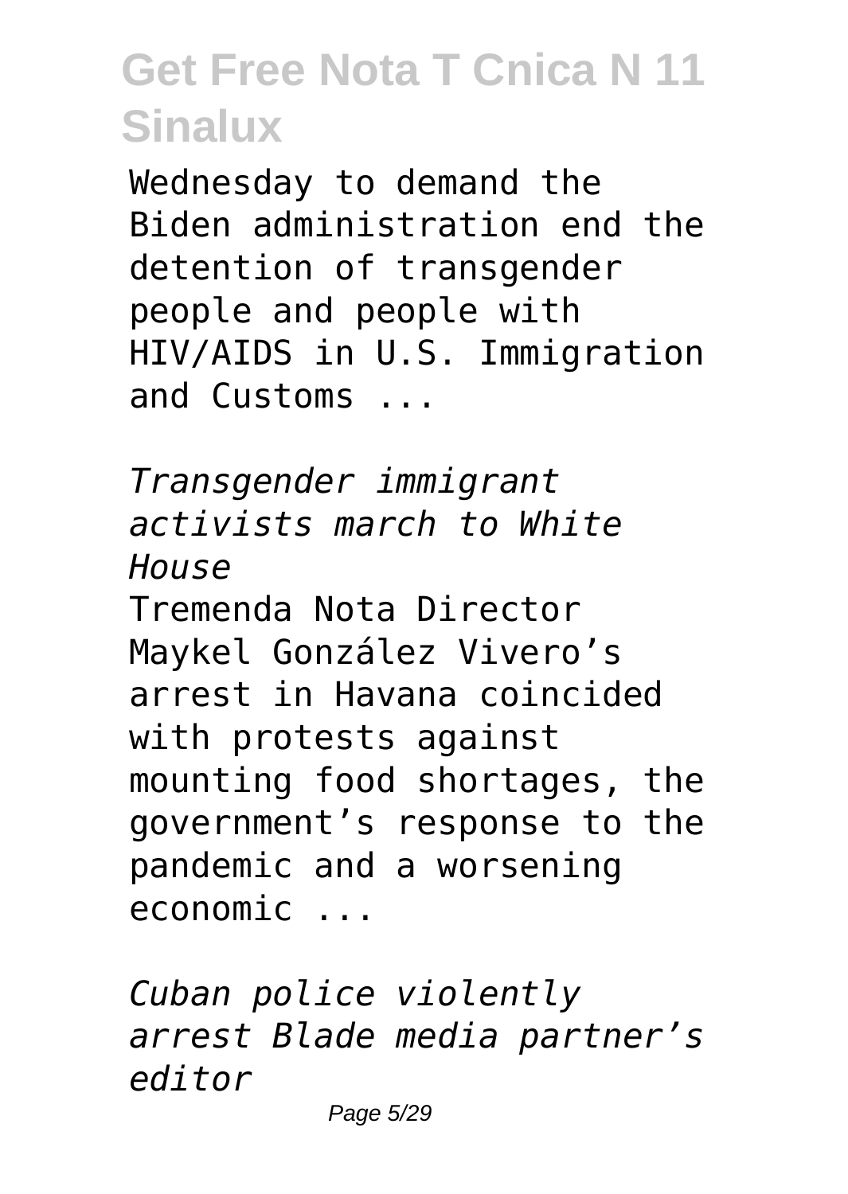Wednesday to demand the Biden administration end the detention of transgender people and people with HIV/AIDS in U.S. Immigration and Customs ...

*Transgender immigrant activists march to White House*

Tremenda Nota Director Maykel González Vivero's arrest in Havana coincided with protests against mounting food shortages, the government's response to the pandemic and a worsening economic ...

*Cuban police violently arrest Blade media partner's editor*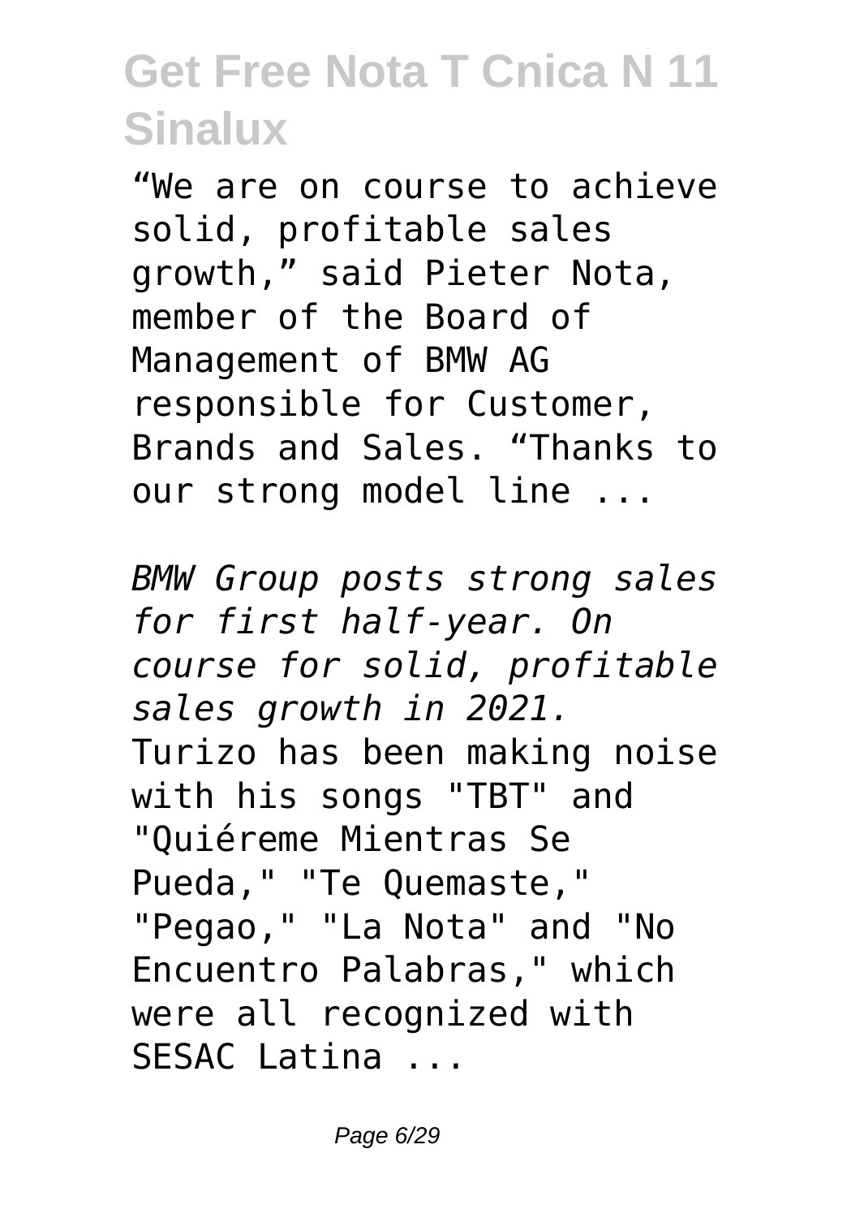“We are on course to achieve solid, profitable sales growth,” said Pieter Nota, member of the Board of Management of BMW AG responsible for Customer, Brands and Sales. “Thanks to our strong model line ...

*BMW Group posts strong sales for first half-year. On course for solid, profitable sales growth in 2021.*

Turizo has been making noise with his songs "TBT" and "Quiéreme Mientras Se Pueda," "Te Quemaste," "Pegao," "La Nota" and "No Encuentro Palabras," which were all recognized with SESAC Latina ...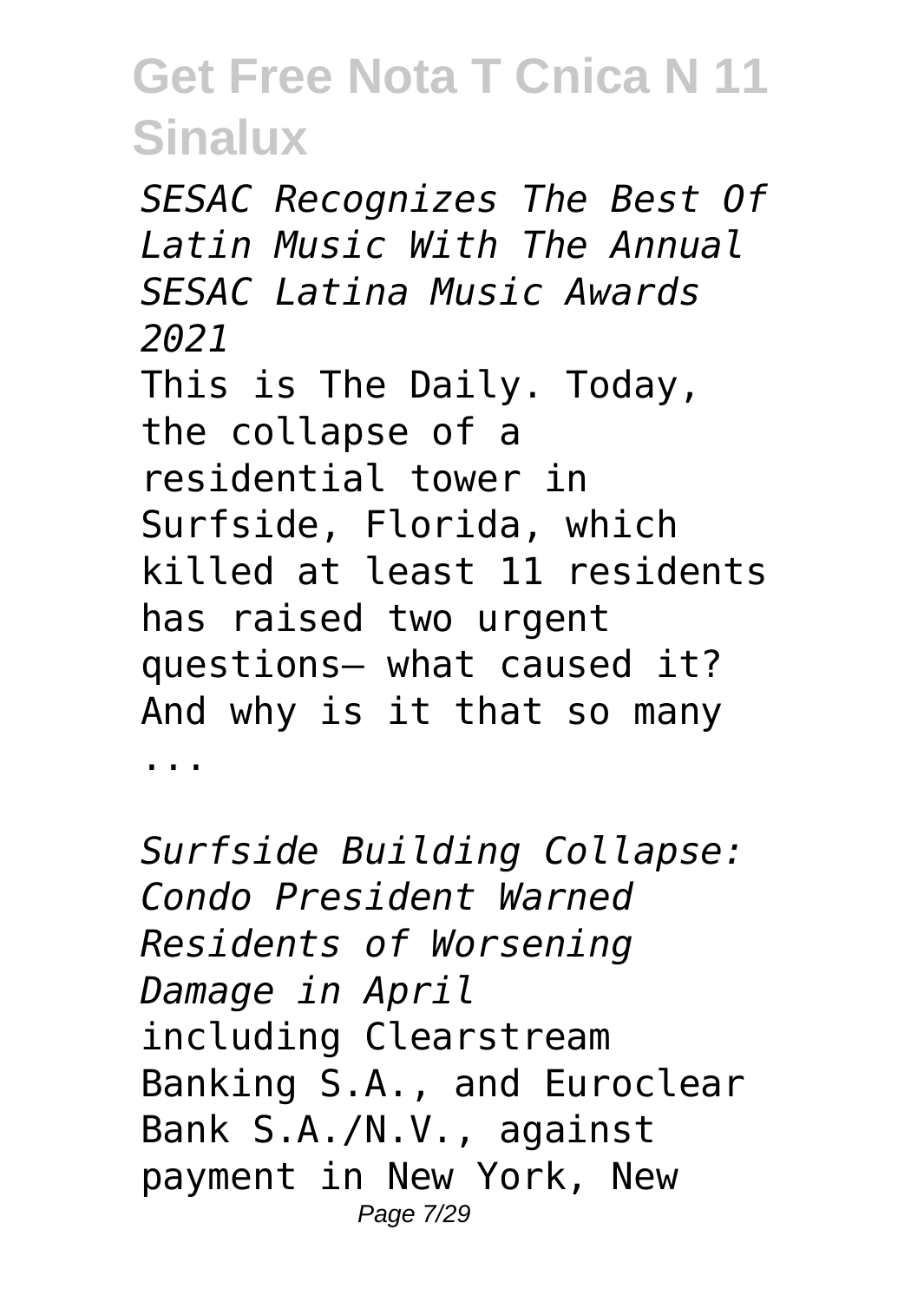*SESAC Recognizes The Best Of Latin Music With The Annual SESAC Latina Music Awards 2021*

This is The Daily. Today, the collapse of a residential tower in Surfside, Florida, which killed at least 11 residents has raised two urgent questions— what caused it? And why is it that so many ...

*Surfside Building Collapse: Condo President Warned Residents of Worsening Damage in April*

including Clearstream Banking S.A., and Euroclear Bank S.A./N.V., against payment in New York, New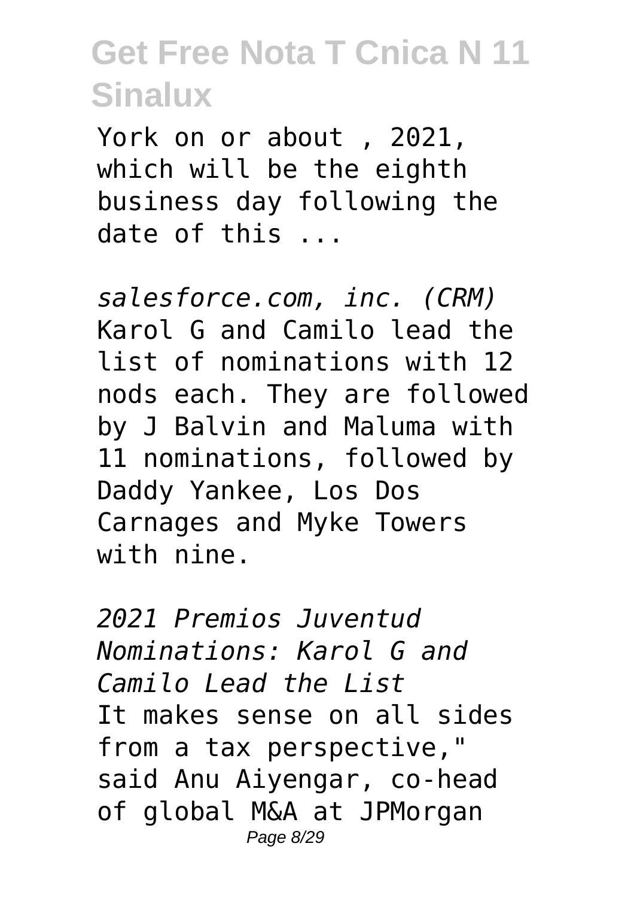York on or about , 2021, which will be the eighth business day following the date of this ...

*salesforce.com, inc. (CRM)*
Karol G and Camilo lead the list of nominations with 12 nods each. They are followed by J Balvin and Maluma with 11 nominations, followed by Daddy Yankee, Los Dos Carnages and Myke Towers with nine.

*2021 Premios Juventud Nominations: Karol G and Camilo Lead the List*
It makes sense on all sides from a tax perspective," said Anu Aiyengar, co-head of global M&A at JPMorgan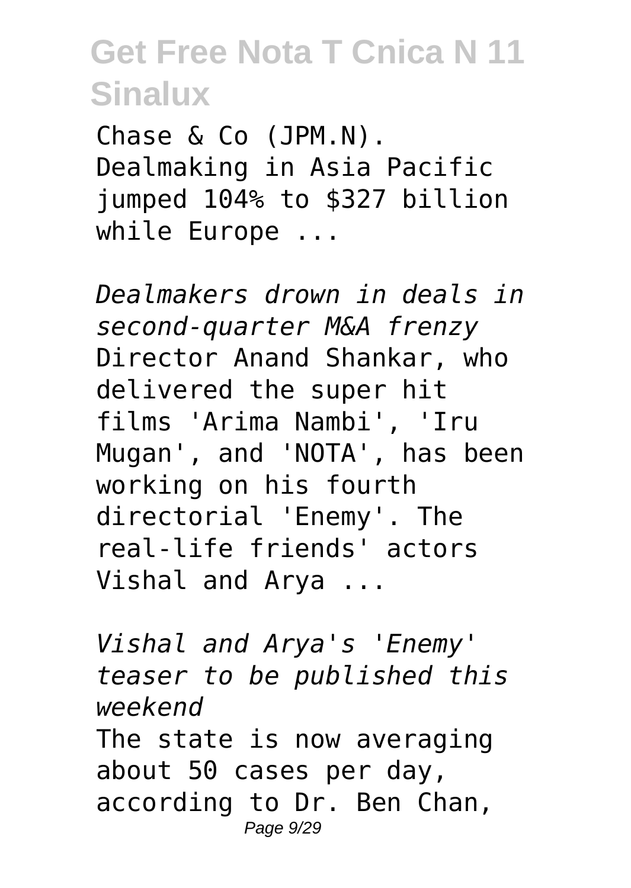Chase & Co (JPM.N). Dealmaking in Asia Pacific jumped 104% to $327 billion while Europe ...

*Dealmakers drown in deals in second-quarter M&A frenzy*

Director Anand Shankar, who delivered the super hit films 'Arima Nambi', 'Iru Mugan', and 'NOTA', has been working on his fourth directorial 'Enemy'. The real-life friends' actors Vishal and Arya ...

*Vishal and Arya's 'Enemy' teaser to be published this weekend*

The state is now averaging about 50 cases per day, according to Dr. Ben Chan,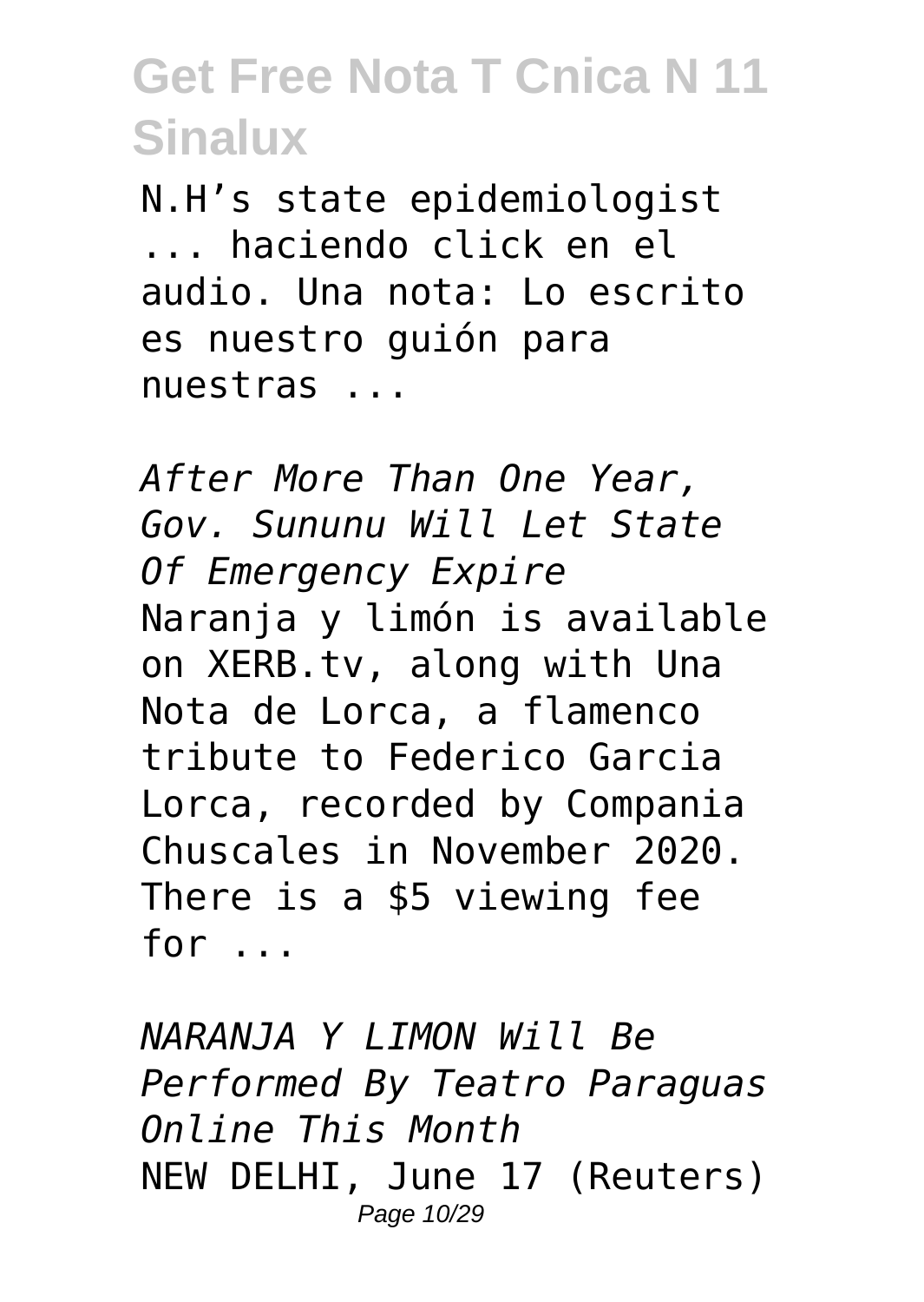N.H’s state epidemiologist ... haciendo click en el audio. Una nota: Lo escrito es nuestro guión para nuestras ...

*After More Than One Year, Gov. Sununu Will Let State Of Emergency Expire*

Naranja y limón is available on XERB.tv, along with Una Nota de Lorca, a flamenco tribute to Federico Garcia Lorca, recorded by Compania Chuscales in November 2020. There is a $5 viewing fee for ...

*NARANJA Y LIMON Will Be Performed By Teatro Paraguas Online This Month*

NEW DELHI, June 17 (Reuters)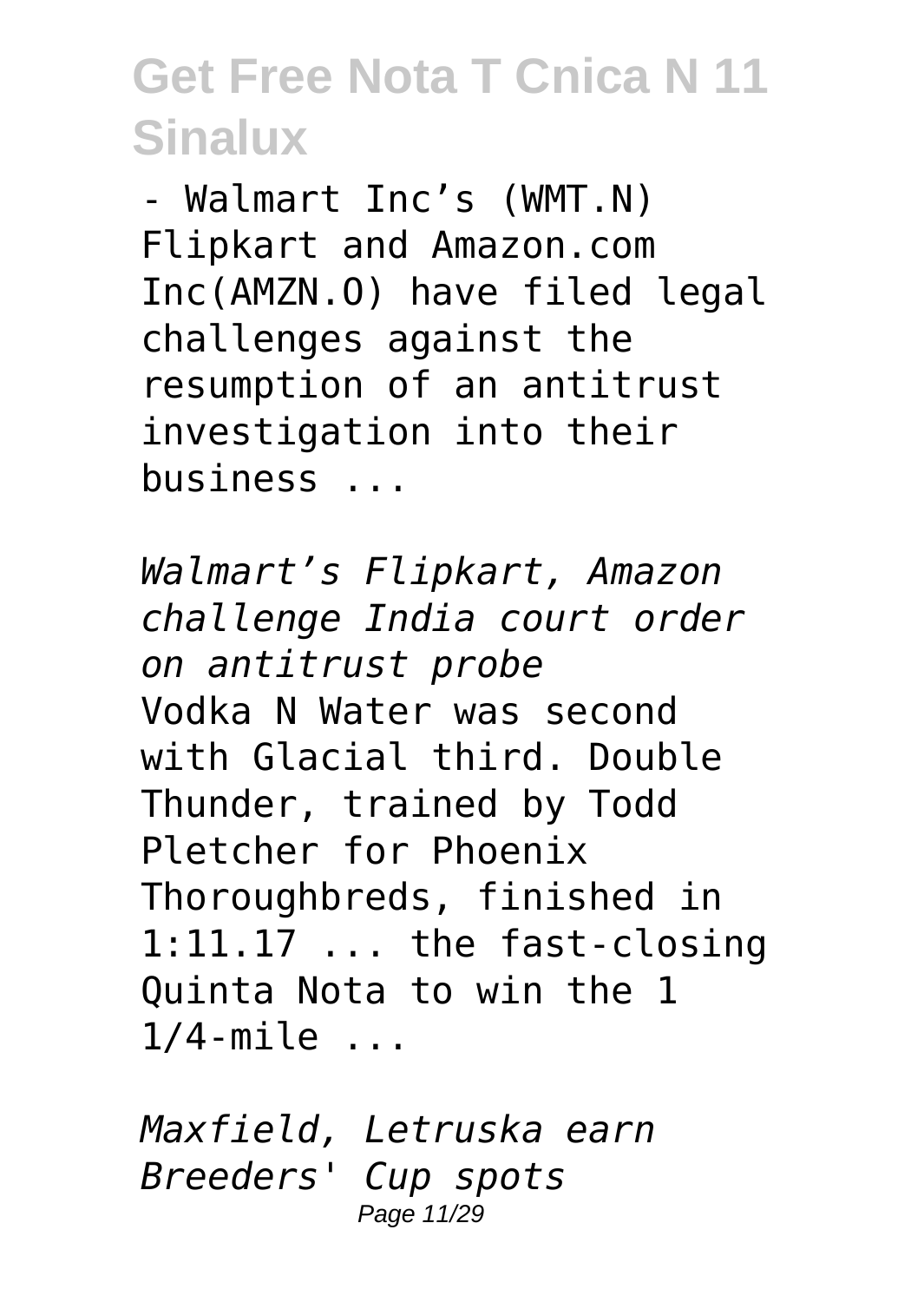- Walmart Inc's (WMT.N) Flipkart and Amazon.com Inc(AMZN.O) have filed legal challenges against the resumption of an antitrust investigation into their business ...

*Walmart's Flipkart, Amazon challenge India court order on antitrust probe*

Vodka N Water was second with Glacial third. Double Thunder, trained by Todd Pletcher for Phoenix Thoroughbreds, finished in 1:11.17 ... the fast-closing Quinta Nota to win the 1 1/4-mile ...

*Maxfield, Letruska earn Breeders' Cup spots*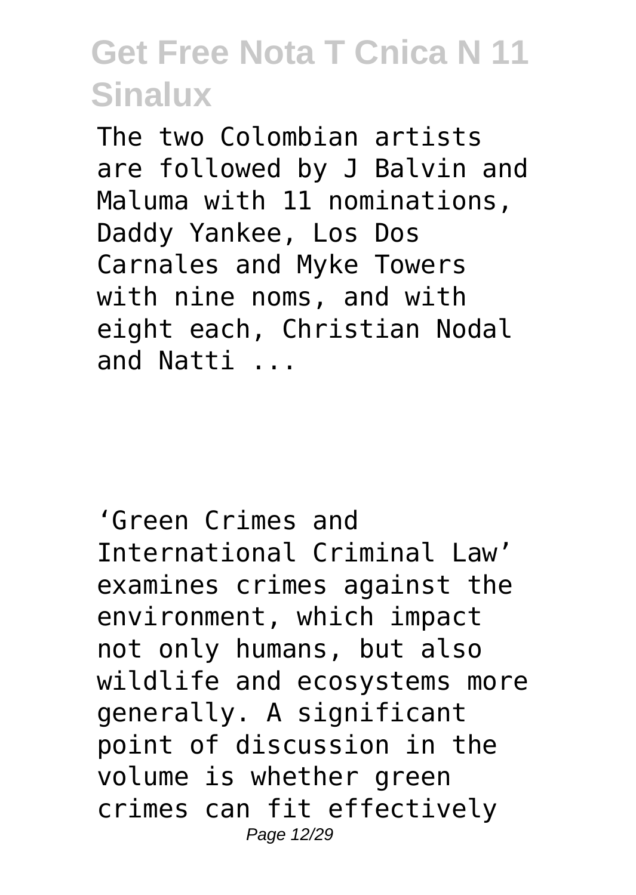The two Colombian artists are followed by J Balvin and Maluma with 11 nominations, Daddy Yankee, Los Dos Carnales and Myke Towers with nine noms, and with eight each, Christian Nodal and Natti ...

‘Green Crimes and International Criminal Law’ examines crimes against the environment, which impact not only humans, but also wildlife and ecosystems more generally. A significant point of discussion in the volume is whether green crimes can fit effectively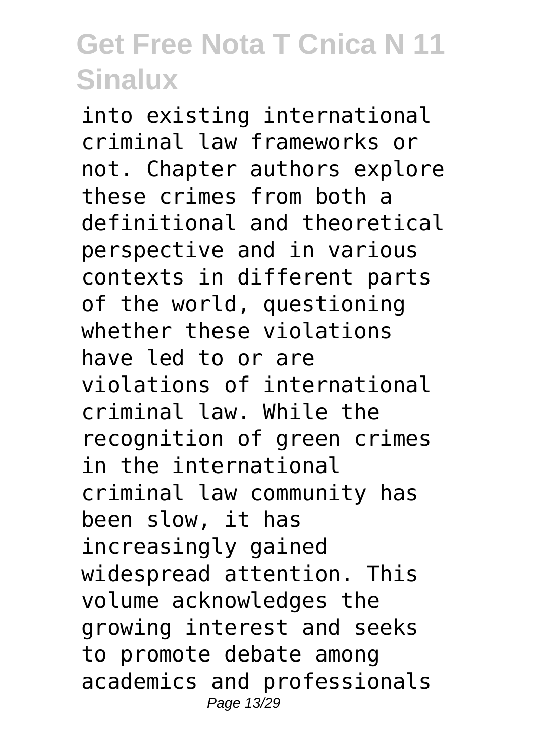into existing international criminal law frameworks or not. Chapter authors explore these crimes from both a definitional and theoretical perspective and in various contexts in different parts of the world, questioning whether these violations have led to or are violations of international criminal law. While the recognition of green crimes in the international criminal law community has been slow, it has increasingly gained widespread attention. This volume acknowledges the growing interest and seeks to promote debate among academics and professionals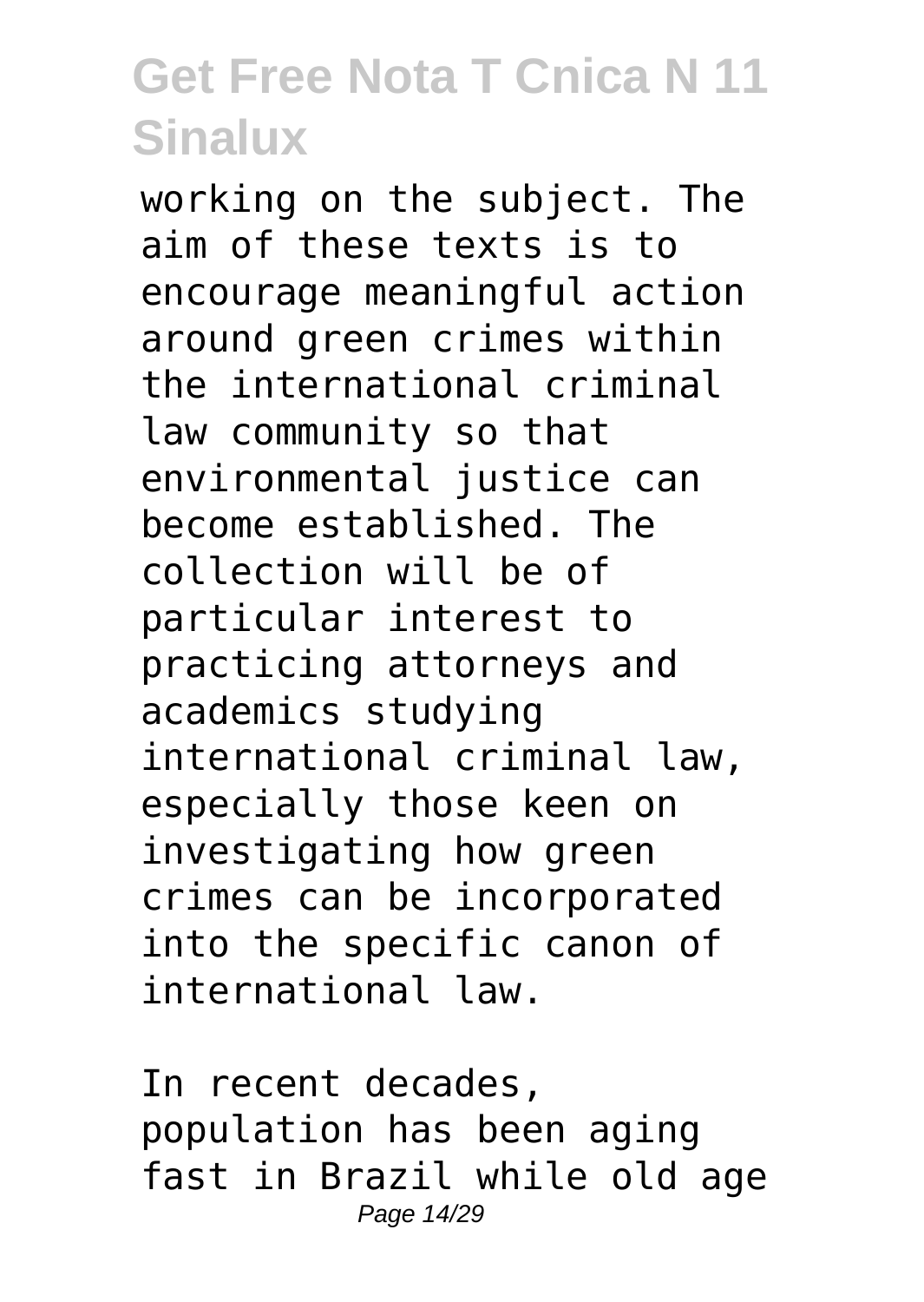working on the subject. The aim of these texts is to encourage meaningful action around green crimes within the international criminal law community so that environmental justice can become established. The collection will be of particular interest to practicing attorneys and academics studying international criminal law, especially those keen on investigating how green crimes can be incorporated into the specific canon of international law.

In recent decades, population has been aging fast in Brazil while old age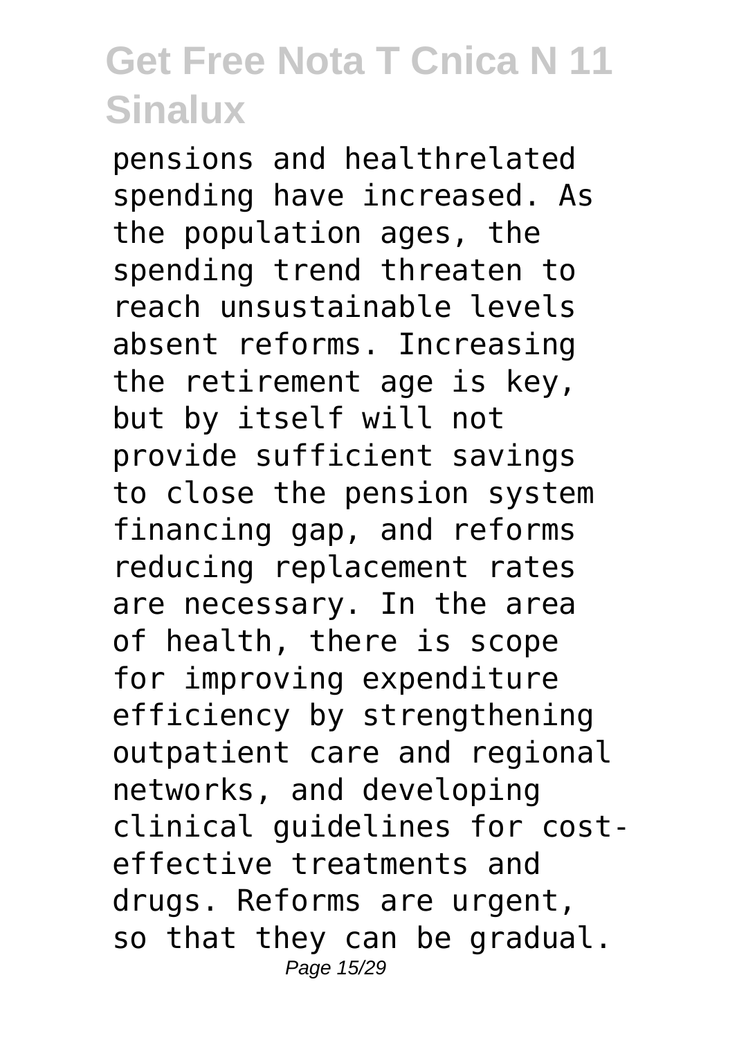pensions and healthrelated spending have increased. As the population ages, the spending trend threaten to reach unsustainable levels absent reforms. Increasing the retirement age is key, but by itself will not provide sufficient savings to close the pension system financing gap, and reforms reducing replacement rates are necessary. In the area of health, there is scope for improving expenditure efficiency by strengthening outpatient care and regional networks, and developing clinical guidelines for cost-effective treatments and drugs. Reforms are urgent, so that they can be gradual.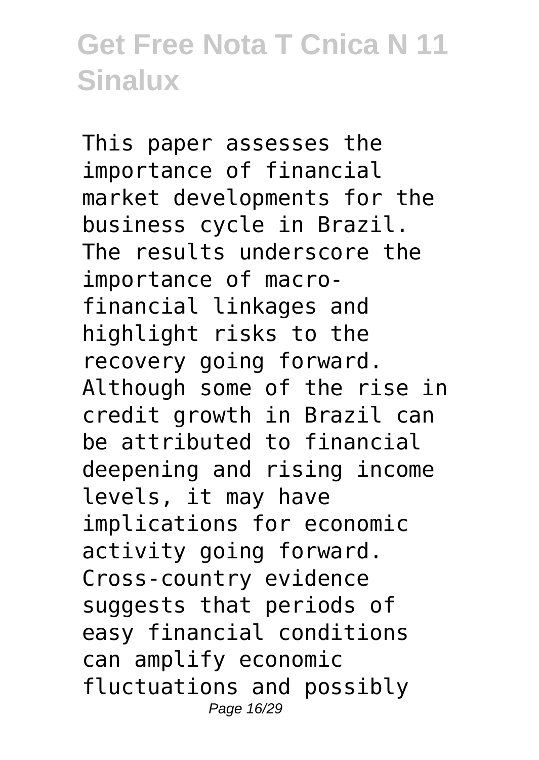This paper assesses the importance of financial market developments for the business cycle in Brazil. The results underscore the importance of macro-financial linkages and highlight risks to the recovery going forward. Although some of the rise in credit growth in Brazil can be attributed to financial deepening and rising income levels, it may have implications for economic activity going forward. Cross-country evidence suggests that periods of easy financial conditions can amplify economic fluctuations and possibly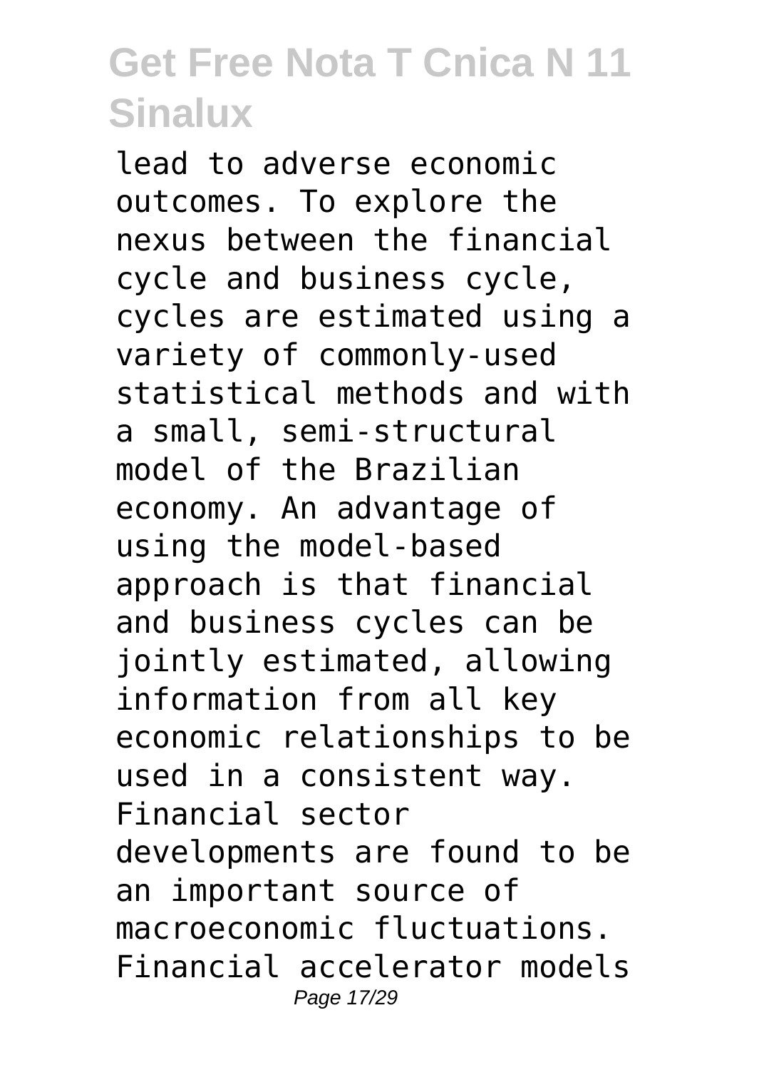lead to adverse economic outcomes. To explore the nexus between the financial cycle and business cycle, cycles are estimated using a variety of commonly-used statistical methods and with a small, semi-structural model of the Brazilian economy. An advantage of using the model-based approach is that financial and business cycles can be jointly estimated, allowing information from all key economic relationships to be used in a consistent way. Financial sector developments are found to be an important source of macroeconomic fluctuations. Financial accelerator models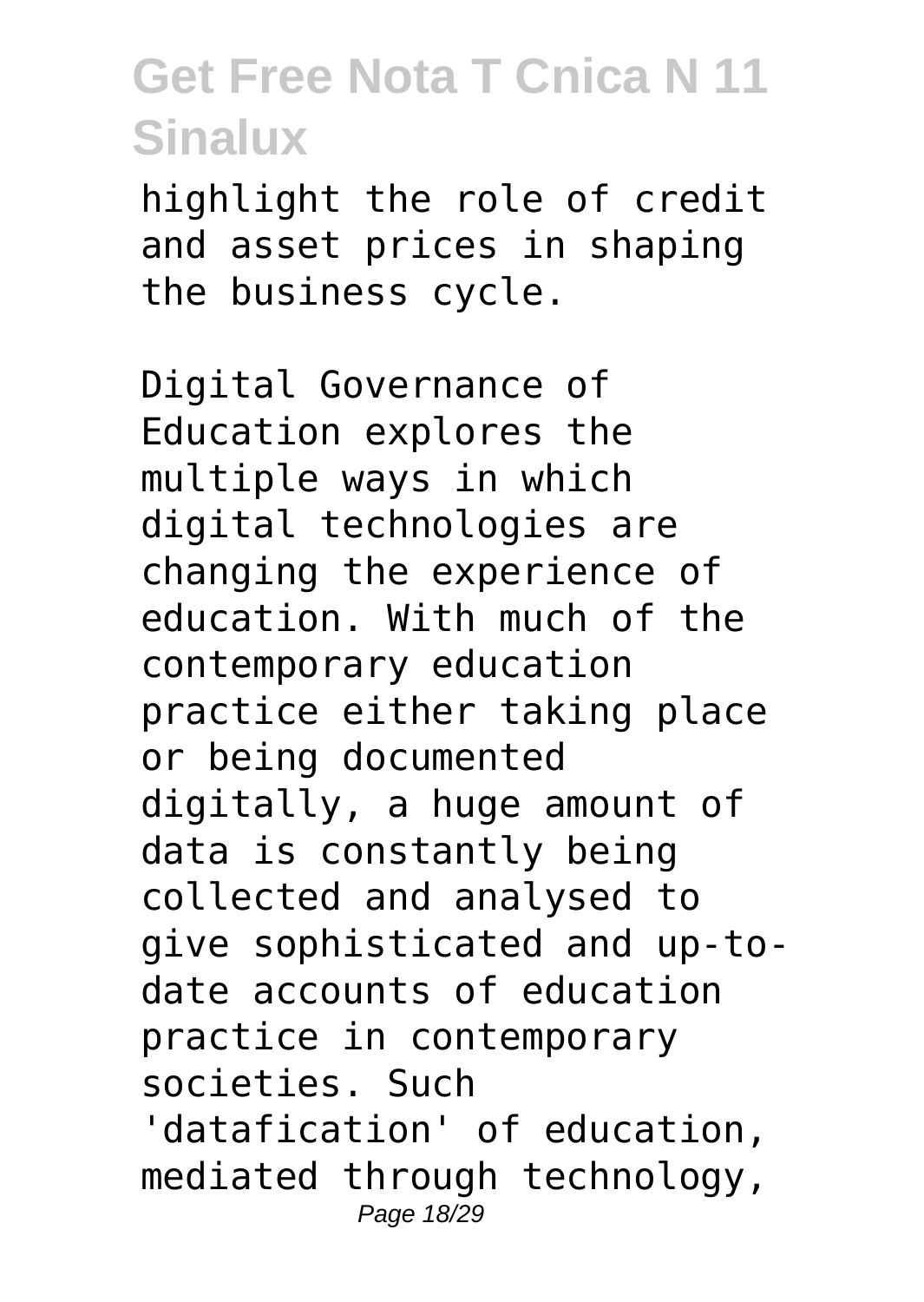highlight the role of credit and asset prices in shaping the business cycle.

Digital Governance of Education explores the multiple ways in which digital technologies are changing the experience of education. With much of the contemporary education practice either taking place or being documented digitally, a huge amount of data is constantly being collected and analysed to give sophisticated and up-to-date accounts of education practice in contemporary societies. Such 'datafication' of education, mediated through technology,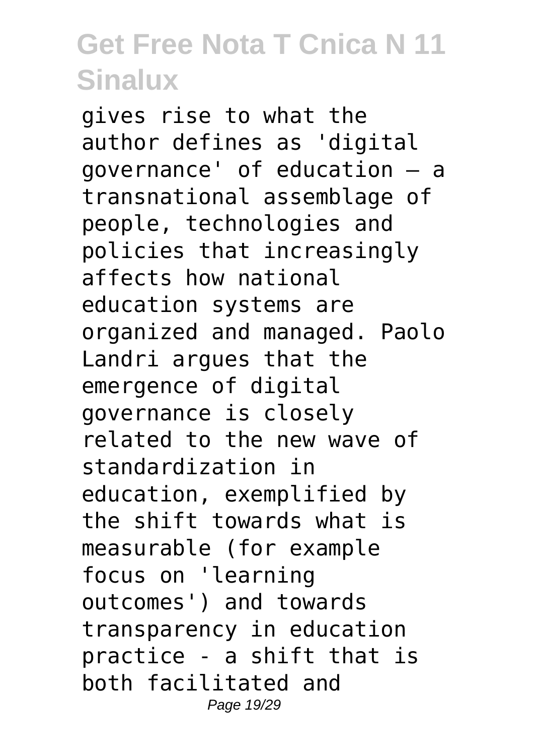gives rise to what the author defines as 'digital governance' of education – a transnational assemblage of people, technologies and policies that increasingly affects how national education systems are organized and managed. Paolo Landri argues that the emergence of digital governance is closely related to the new wave of standardization in education, exemplified by the shift towards what is measurable (for example focus on 'learning outcomes') and towards transparency in education practice - a shift that is both facilitated and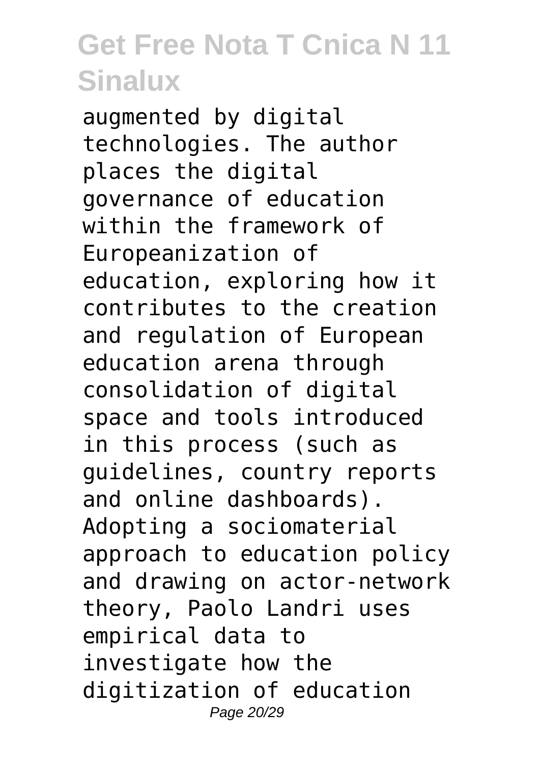augmented by digital technologies. The author places the digital governance of education within the framework of Europeanization of education, exploring how it contributes to the creation and regulation of European education arena through consolidation of digital space and tools introduced in this process (such as guidelines, country reports and online dashboards). Adopting a sociomaterial approach to education policy and drawing on actor-network theory, Paolo Landri uses empirical data to investigate how the digitization of education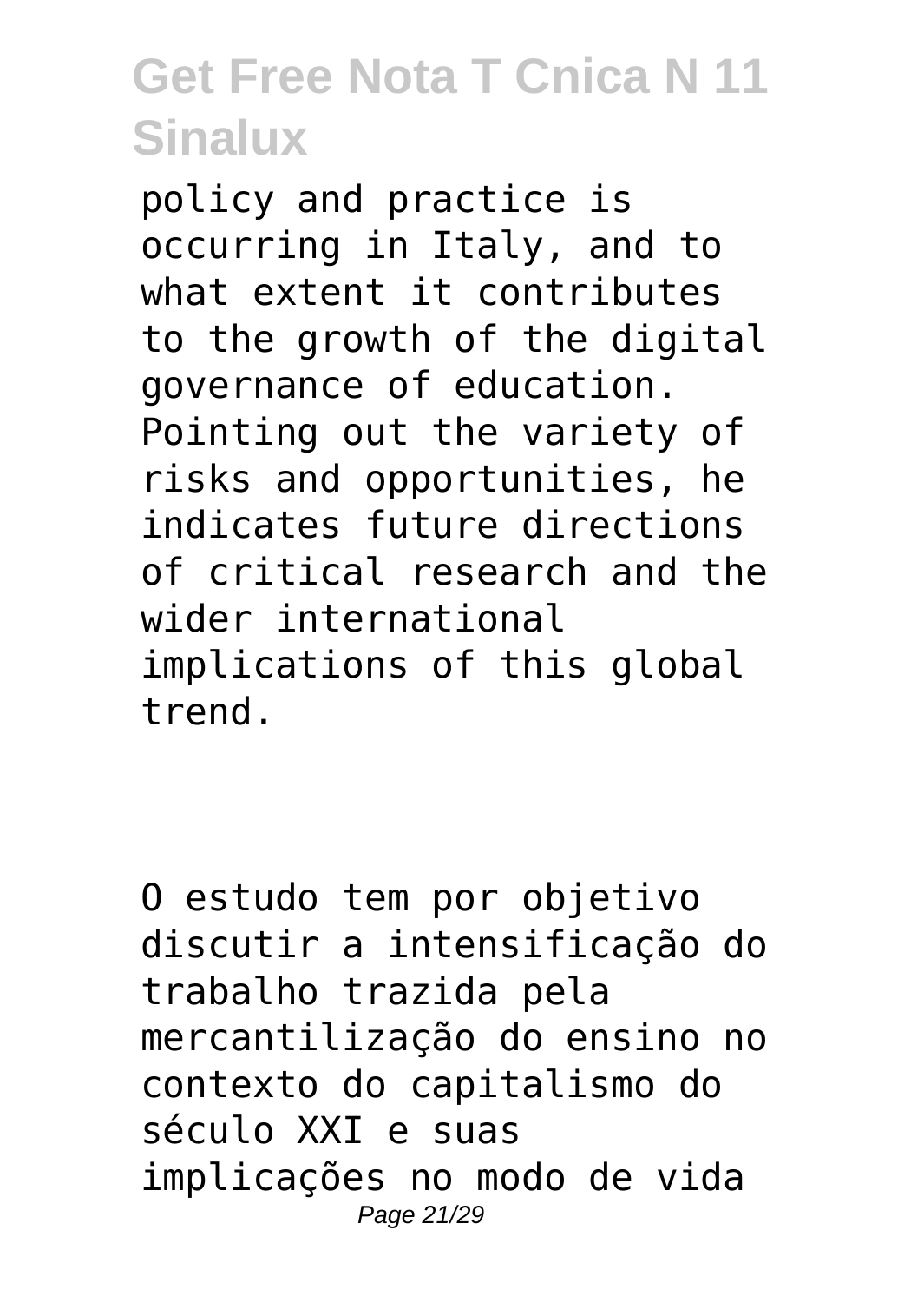policy and practice is occurring in Italy, and to what extent it contributes to the growth of the digital governance of education. Pointing out the variety of risks and opportunities, he indicates future directions of critical research and the wider international implications of this global trend.

O estudo tem por objetivo discutir a intensificação do trabalho trazida pela mercantilização do ensino no contexto do capitalismo do século XXI e suas implicações no modo de vida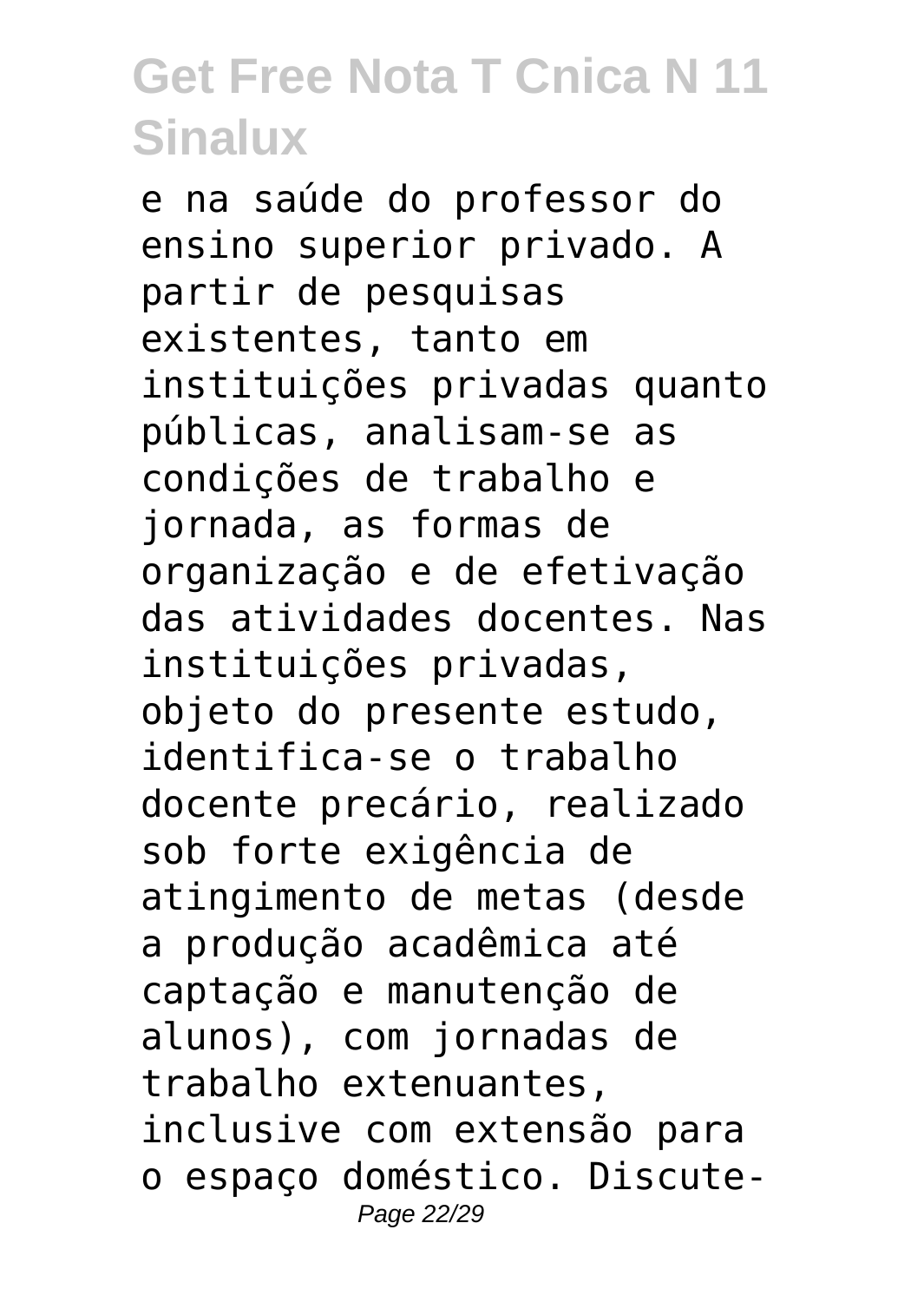e na saúde do professor do ensino superior privado. A partir de pesquisas existentes, tanto em instituições privadas quanto públicas, analisam-se as condições de trabalho e jornada, as formas de organização e de efetivação das atividades docentes. Nas instituições privadas, objeto do presente estudo, identifica-se o trabalho docente precário, realizado sob forte exigência de atingimento de metas (desde a produção acadêmica até captação e manutenção de alunos), com jornadas de trabalho extenuantes, inclusive com extensão para o espaço doméstico. Discute-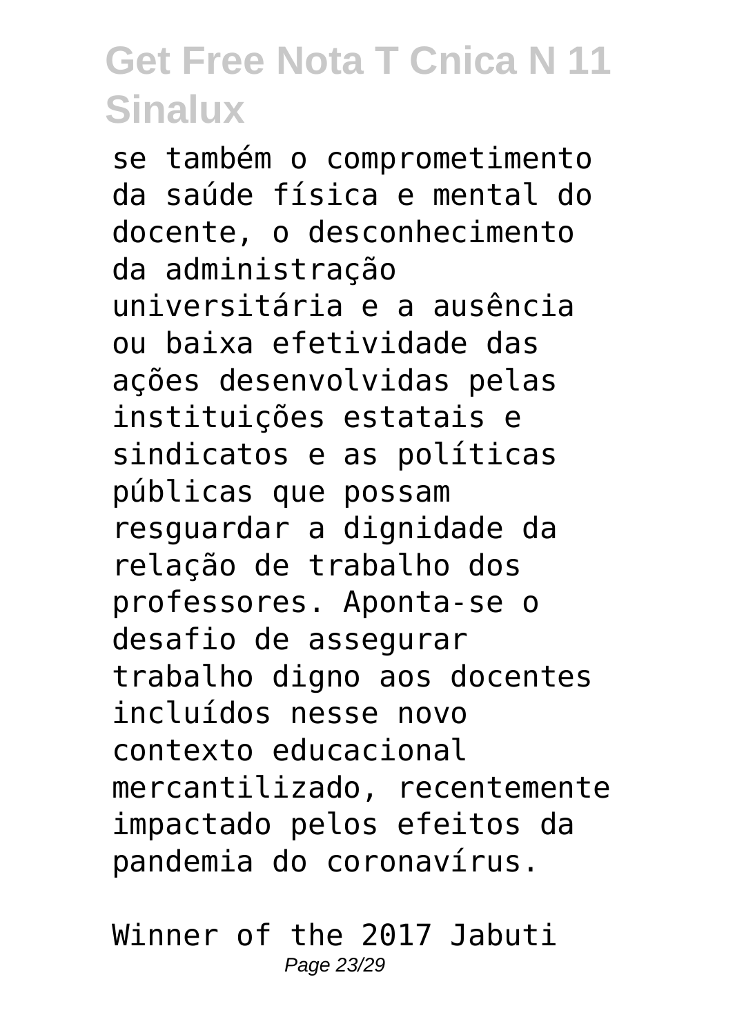se também o comprometimento da saúde física e mental do docente, o desconhecimento da administração universitária e a ausência ou baixa efetividade das ações desenvolvidas pelas instituições estatais e sindicatos e as políticas públicas que possam resguardar a dignidade da relação de trabalho dos professores. Aponta-se o desafio de assegurar trabalho digno aos docentes incluídos nesse novo contexto educacional mercantilizado, recentemente impactado pelos efeitos da pandemia do coronavírus.

Winner of the 2017 Jabuti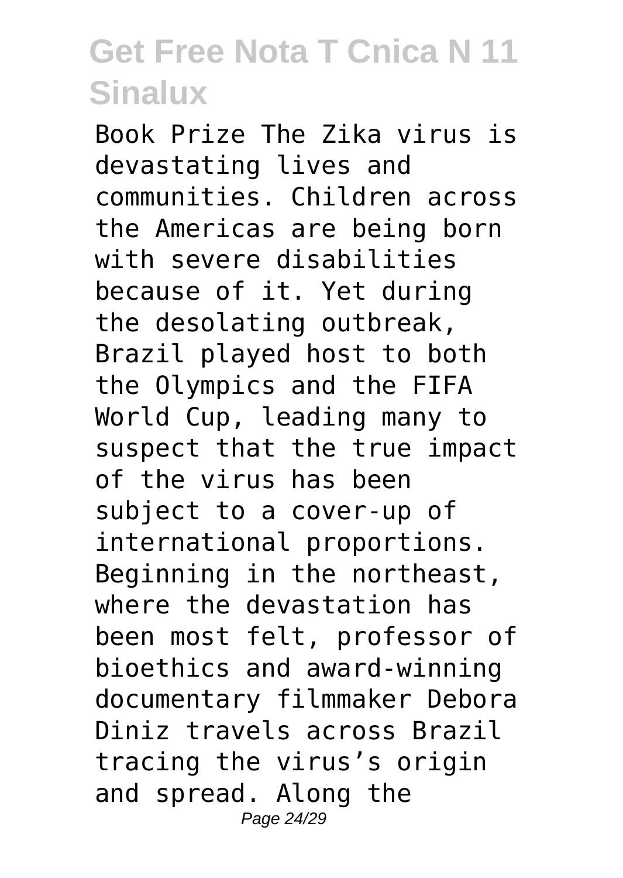Book Prize The Zika virus is devastating lives and communities. Children across the Americas are being born with severe disabilities because of it. Yet during the desolating outbreak, Brazil played host to both the Olympics and the FIFA World Cup, leading many to suspect that the true impact of the virus has been subject to a cover-up of international proportions. Beginning in the northeast, where the devastation has been most felt, professor of bioethics and award-winning documentary filmmaker Debora Diniz travels across Brazil tracing the virus's origin and spread. Along the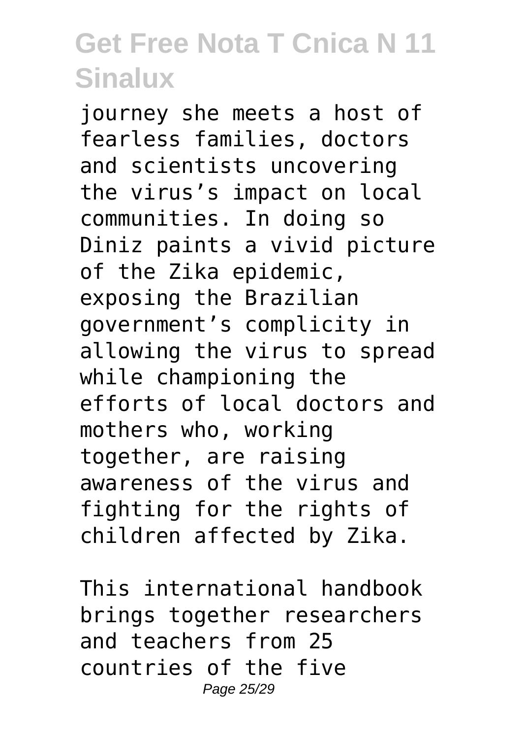journey she meets a host of fearless families, doctors and scientists uncovering the virus's impact on local communities. In doing so Diniz paints a vivid picture of the Zika epidemic, exposing the Brazilian government's complicity in allowing the virus to spread while championing the efforts of local doctors and mothers who, working together, are raising awareness of the virus and fighting for the rights of children affected by Zika.

This international handbook brings together researchers and teachers from 25 countries of the five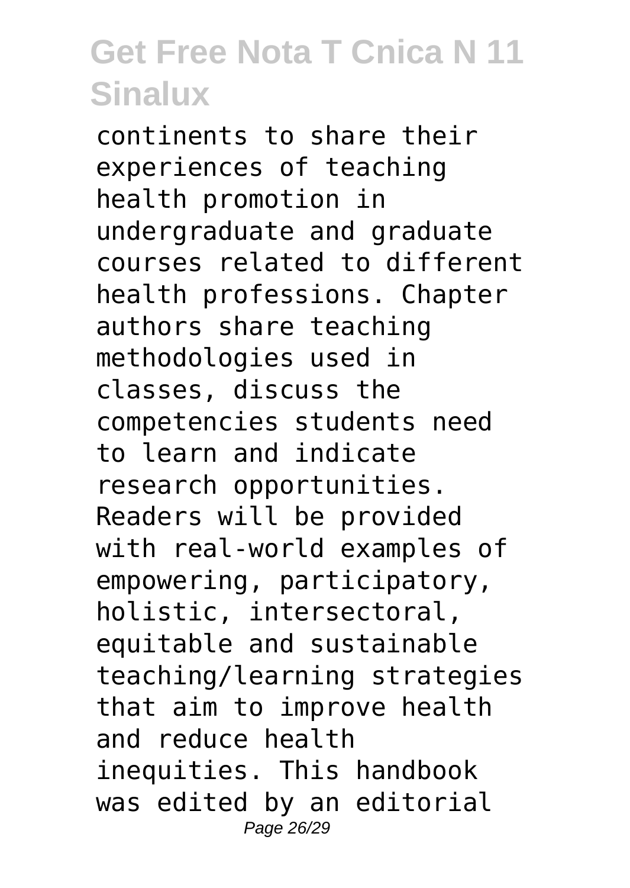continents to share their experiences of teaching health promotion in undergraduate and graduate courses related to different health professions. Chapter authors share teaching methodologies used in classes, discuss the competencies students need to learn and indicate research opportunities. Readers will be provided with real-world examples of empowering, participatory, holistic, intersectoral, equitable and sustainable teaching/learning strategies that aim to improve health and reduce health inequities. This handbook was edited by an editorial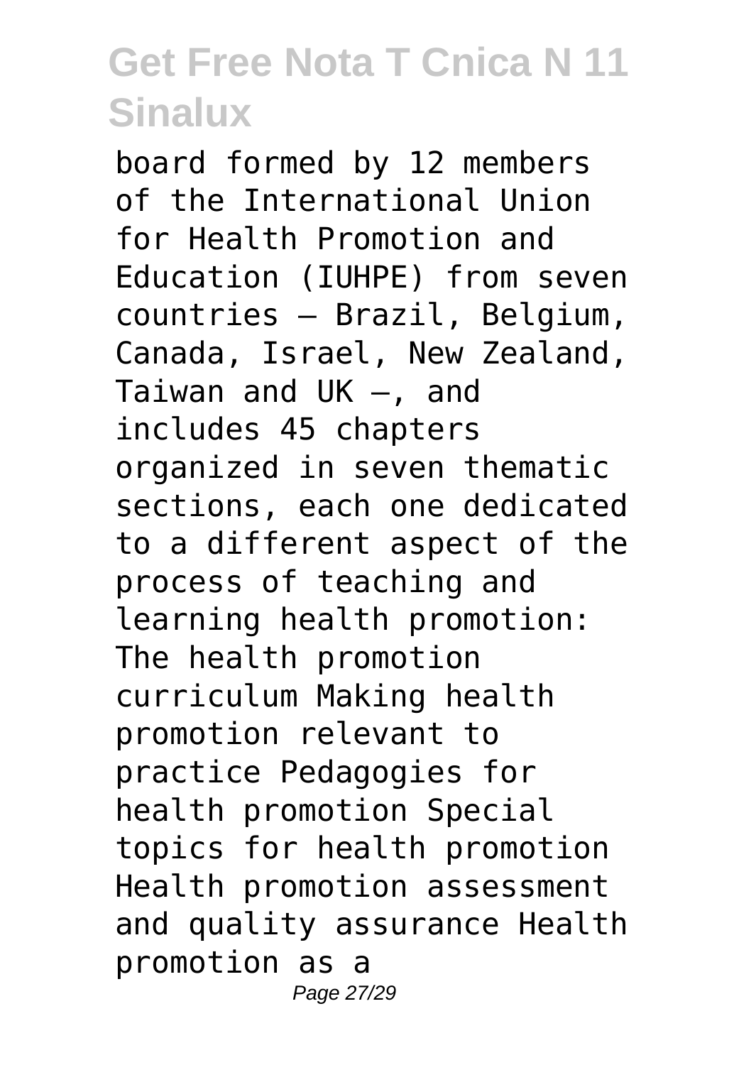board formed by 12 members of the International Union for Health Promotion and Education (IUHPE) from seven countries – Brazil, Belgium, Canada, Israel, New Zealand, Taiwan and UK –, and includes 45 chapters organized in seven thematic sections, each one dedicated to a different aspect of the process of teaching and learning health promotion: The health promotion curriculum Making health promotion relevant to practice Pedagogies for health promotion Special topics for health promotion Health promotion assessment and quality assurance Health promotion as a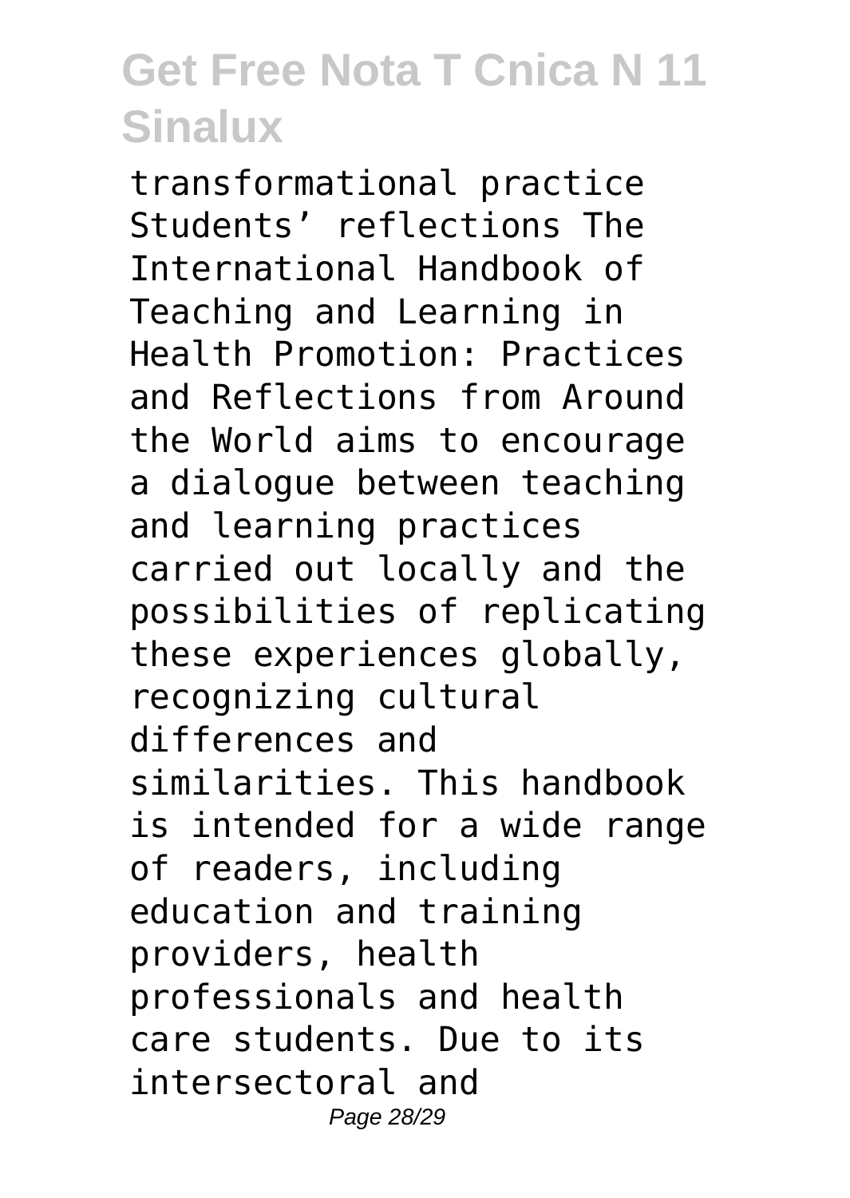transformational practice Students' reflections The International Handbook of Teaching and Learning in Health Promotion: Practices and Reflections from Around the World aims to encourage a dialogue between teaching and learning practices carried out locally and the possibilities of replicating these experiences globally, recognizing cultural differences and similarities. This handbook is intended for a wide range of readers, including education and training providers, health professionals and health care students. Due to its intersectoral and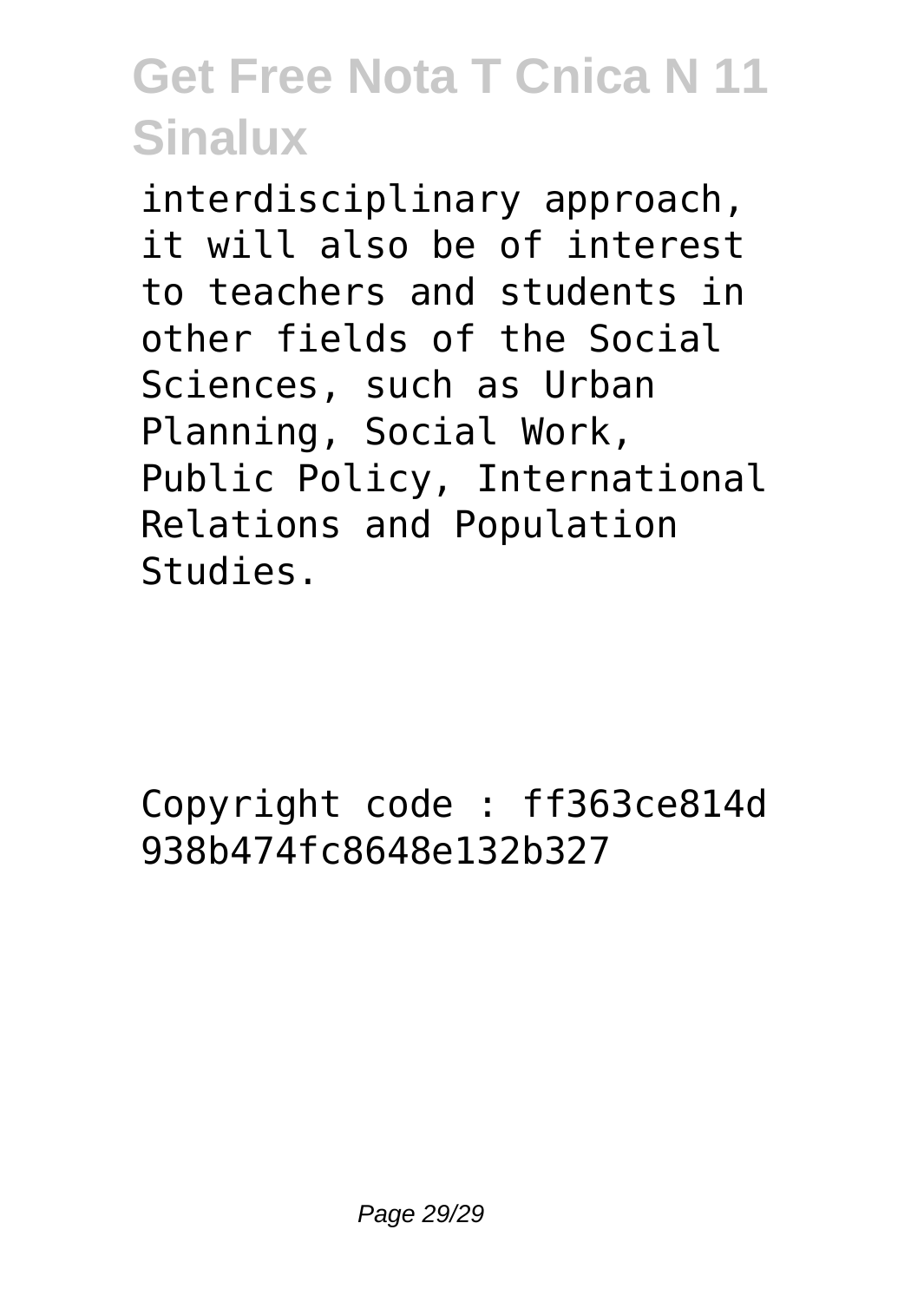interdisciplinary approach, it will also be of interest to teachers and students in other fields of the Social Sciences, such as Urban Planning, Social Work, Public Policy, International Relations and Population Studies.

Copyright code : ff363ce814d938b474fc8648e132b327